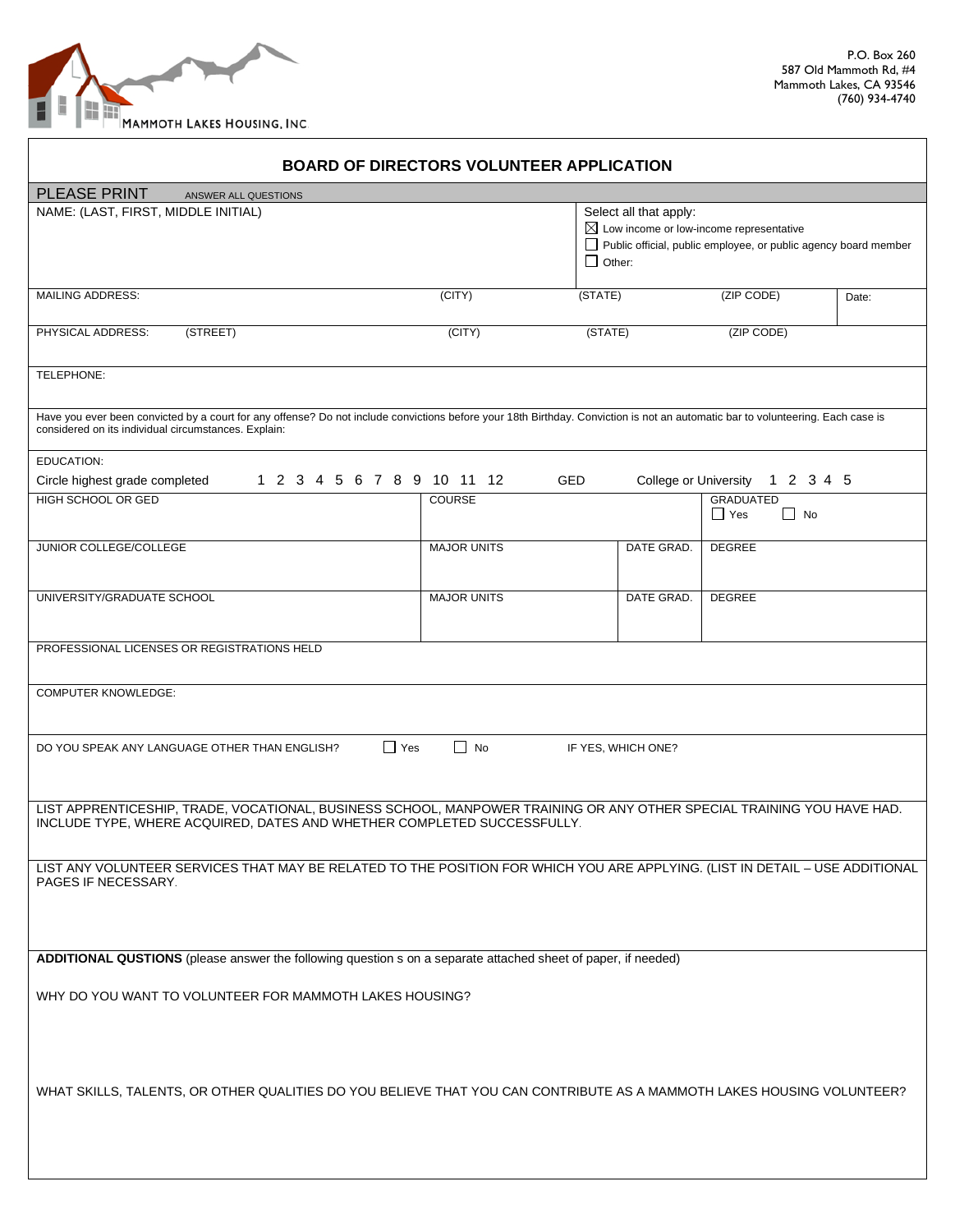MAMMOTH LAKES HOUSING, INC

P.O. Box 260
587 Old Mammoth Rd, #4
Mammoth Lakes, CA 93546
(760) 934-4740

## BOARD OF DIRECTORS VOLUNTEER APPLICATION

PLEASE PRINT ANSWER ALL QUESTIONS

| NAME: (LAST, FIRST, MIDDLE INITIAL) | Select all that apply: ☒ Low income or low-income representative ☐ Public official, public employee, or public agency board member ☐ Other: |
|---|---|

| MAILING ADDRESS: | (CITY) | (STATE) | (ZIP CODE) | Date: |
|---|---|---|---|---|

| PHYSICAL ADDRESS: (STREET) | (CITY) | (STATE) | (ZIP CODE) |
|---|---|---|---|

TELEPHONE:

Have you ever been convicted by a court for any offense? Do not include convictions before your 18th Birthday. Conviction is not an automatic bar to volunteering. Each case is considered on its individual circumstances. Explain:

EDUCATION:

Circle highest grade completed 1 2 3 4 5 6 7 8 9 10 11 12 GED College or University 1 2 3 4 5

| HIGH SCHOOL OR GED | COURSE | | GRADUATED ☐ Yes ☐ No |
|---|---|---|---|
| JUNIOR COLLEGE/COLLEGE | MAJOR UNITS | DATE GRAD. | DEGREE |
| UNIVERSITY/GRADUATE SCHOOL | MAJOR UNITS | DATE GRAD. | DEGREE |

PROFESSIONAL LICENSES OR REGISTRATIONS HELD

COMPUTER KNOWLEDGE:

DO YOU SPEAK ANY LANGUAGE OTHER THAN ENGLISH? ☐ Yes ☐ No IF YES, WHICH ONE?

LIST APPRENTICESHIP, TRADE, VOCATIONAL, BUSINESS SCHOOL, MANPOWER TRAINING OR ANY OTHER SPECIAL TRAINING YOU HAVE HAD. INCLUDE TYPE, WHERE ACQUIRED, DATES AND WHETHER COMPLETED SUCCESSFULLY.

LIST ANY VOLUNTEER SERVICES THAT MAY BE RELATED TO THE POSITION FOR WHICH YOU ARE APPLYING. (LIST IN DETAIL – USE ADDITIONAL PAGES IF NECESSARY.

**ADDITIONAL QUSTIONS** (please answer the following question s on a separate attached sheet of paper, if needed)

WHY DO YOU WANT TO VOLUNTEER FOR MAMMOTH LAKES HOUSING?

WHAT SKILLS, TALENTS, OR OTHER QUALITIES DO YOU BELIEVE THAT YOU CAN CONTRIBUTE AS A MAMMOTH LAKES HOUSING VOLUNTEER?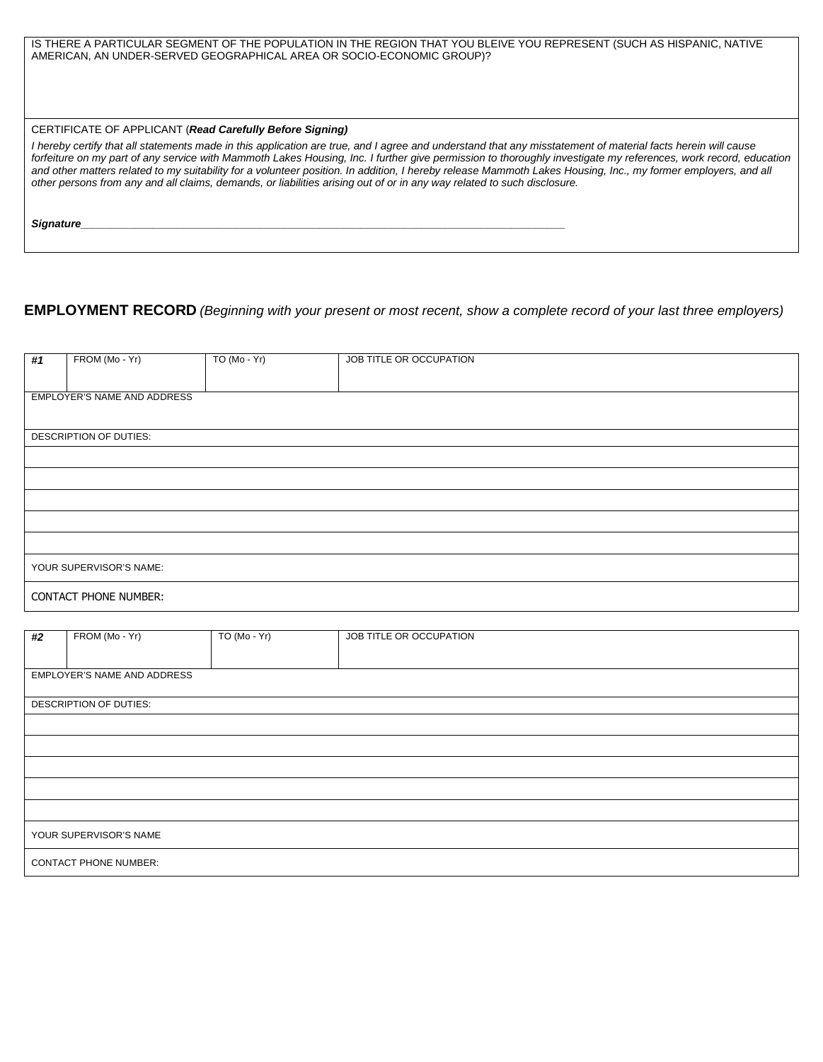IS THERE A PARTICULAR SEGMENT OF THE POPULATION IN THE REGION THAT YOU BLEIVE YOU REPRESENT (SUCH AS HISPANIC, NATIVE AMERICAN, AN UNDER-SERVED GEOGRAPHICAL AREA OR SOCIO-ECONOMIC GROUP)?

CERTIFICATE OF APPLICANT (***Read Carefully Before Signing)***

*I hereby certify that all statements made in this application are true, and I agree and understand that any misstatement of material facts herein will cause forfeiture on my part of any service with Mammoth Lakes Housing, Inc. I further give permission to thoroughly investigate my references, work record, education and other matters related to my suitability for a volunteer position. In addition, I hereby release Mammoth Lakes Housing, Inc., my former employers, and all other persons from any and all claims, demands, or liabilities arising out of or in any way related to such disclosure.*

***Signature***______________________________________________________________________________

## EMPLOYMENT RECORD *(Beginning with your present or most recent, show a complete record of your last three employers)*

| *#1* | FROM (Mo - Yr) | TO (Mo - Yr) | JOB TITLE OR OCCUPATION |
|---|---|---|---|
| EMPLOYER'S NAME AND ADDRESS | | | |
| DESCRIPTION OF DUTIES: | | | |
| | | | |
| | | | |
| | | | |
| | | | |
| | | | |
| YOUR SUPERVISOR'S NAME: | | | |
| CONTACT PHONE NUMBER: | | | |

| *#2* | FROM (Mo - Yr) | TO (Mo - Yr) | JOB TITLE OR OCCUPATION |
|---|---|---|---|
| EMPLOYER'S NAME AND ADDRESS | | | |
| DESCRIPTION OF DUTIES: | | | |
| | | | |
| | | | |
| | | | |
| | | | |
| | | | |
| YOUR SUPERVISOR'S NAME | | | |
| CONTACT PHONE NUMBER: | | | |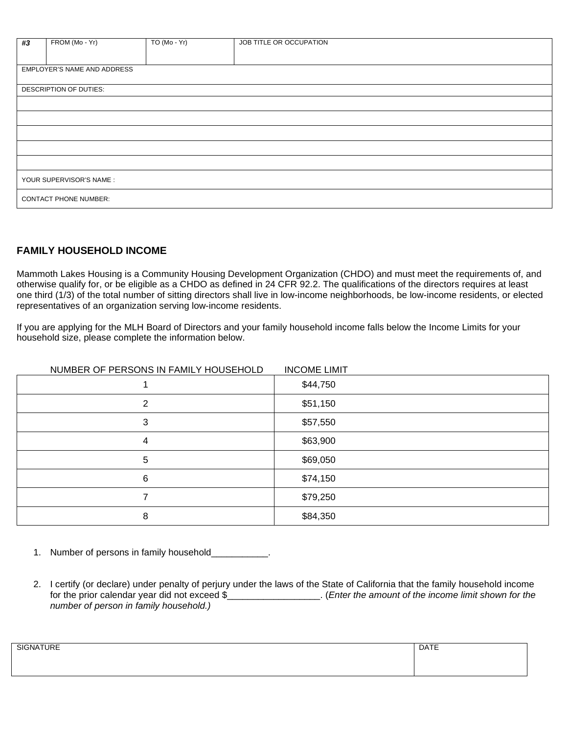| #3 | FROM (Mo - Yr) | TO (Mo - Yr) | JOB TITLE OR OCCUPATION |
|---|---|---|---|
| EMPLOYER'S NAME AND ADDRESS | | | |
| DESCRIPTION OF DUTIES: | | | |
| | | | |
| | | | |
| | | | |
| | | | |
| | | | |
| YOUR SUPERVISOR'S NAME : | | | |
| CONTACT PHONE NUMBER: | | | |

## FAMILY HOUSEHOLD INCOME

Mammoth Lakes Housing is a Community Housing Development Organization (CHDO) and must meet the requirements of, and otherwise qualify for, or be eligible as a CHDO as defined in 24 CFR 92.2. The qualifications of the directors requires at least one third (1/3) of the total number of sitting directors shall live in low-income neighborhoods, be low-income residents, or elected representatives of an organization serving low-income residents.

If you are applying for the MLH Board of Directors and your family household income falls below the Income Limits for your household size, please complete the information below.

| NUMBER OF PERSONS IN FAMILY HOUSEHOLD | INCOME LIMIT |
|---|---|
| 1 | $44,750 |
| 2 | $51,150 |
| 3 | $57,550 |
| 4 | $63,900 |
| 5 | $69,050 |
| 6 | $74,150 |
| 7 | $79,250 |
| 8 | $84,350 |

1. Number of persons in family household___________.

2. I certify (or declare) under penalty of perjury under the laws of the State of California that the family household income for the prior calendar year did not exceed $__________________. (*Enter the amount of the income limit shown for the number of person in family household.)*

| SIGNATURE | DATE |
|---|---|
| | |